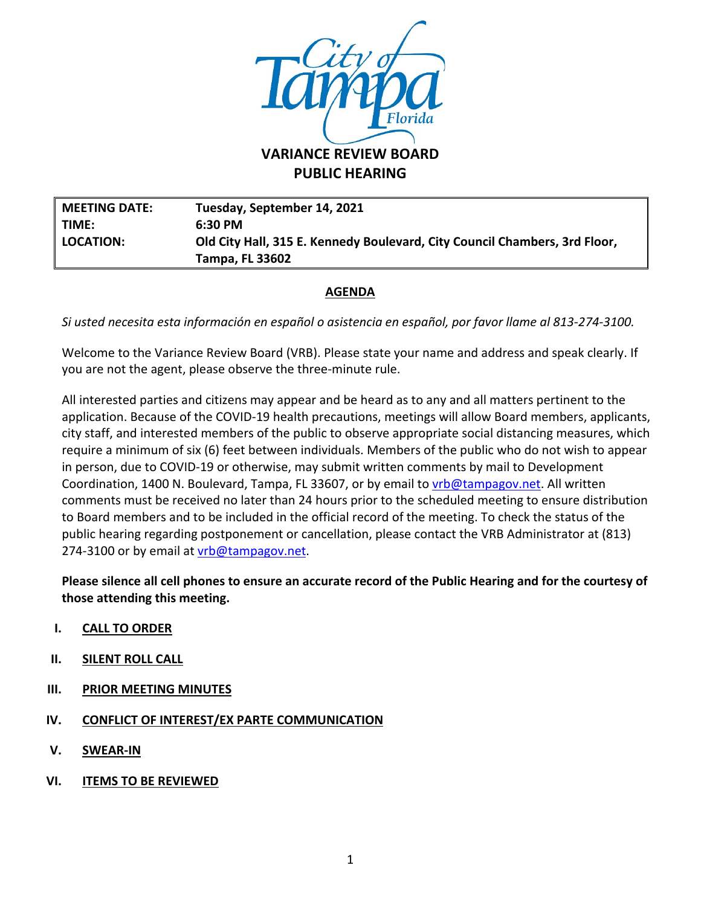# VARIANCE REVIEW BOARD

## PUBLIC HEARING

| MEETING DATE: | Tuesday, September 14, 2021 |
|---|---|
| TIME: | 6:30 PM |
| LOCATION: | Old City Hall, 315 E. Kennedy Boulevard, City Council Chambers, 3rd Floor, Tampa, FL 33602 |

## AGENDA

*Si usted necesita esta información en español o asistencia en español, por favor llame al 813-274-3100.*

Welcome to the Variance Review Board (VRB). Please state your name and address and speak clearly. If you are not the agent, please observe the three-minute rule.

All interested parties and citizens may appear and be heard as to any and all matters pertinent to the application. Because of the COVID-19 health precautions, meetings will allow Board members, applicants, city staff, and interested members of the public to observe appropriate social distancing measures, which require a minimum of six (6) feet between individuals. Members of the public who do not wish to appear in person, due to COVID-19 or otherwise, may submit written comments by mail to Development Coordination, 1400 N. Boulevard, Tampa, FL 33607, or by email to vrb@tampagov.net. All written comments must be received no later than 24 hours prior to the scheduled meeting to ensure distribution to Board members and to be included in the official record of the meeting. To check the status of the public hearing regarding postponement or cancellation, please contact the VRB Administrator at (813) 274-3100 or by email at vrb@tampagov.net.

**Please silence all cell phones to ensure an accurate record of the Public Hearing and for the courtesy of those attending this meeting.**

I. **CALL TO ORDER**

II. **SILENT ROLL CALL**

III. **PRIOR MEETING MINUTES**

IV. **CONFLICT OF INTEREST/EX PARTE COMMUNICATION**

V. **SWEAR-IN**

VI. **ITEMS TO BE REVIEWED**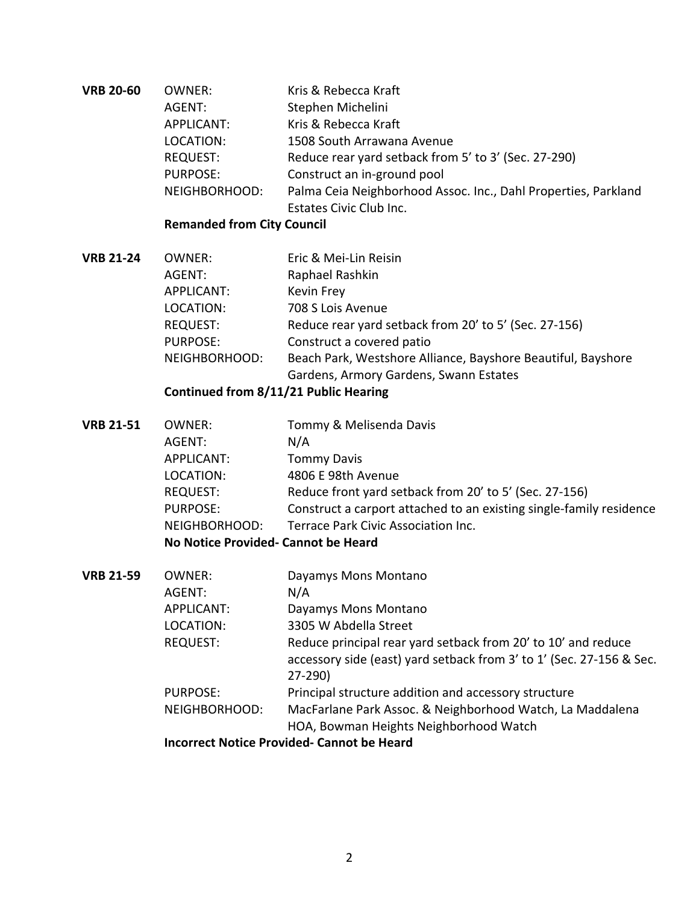**VRB 20-60**

| | |
|---|---|
| OWNER: | Kris & Rebecca Kraft |
| AGENT: | Stephen Michelini |
| APPLICANT: | Kris & Rebecca Kraft |
| LOCATION: | 1508 South Arrawana Avenue |
| REQUEST: | Reduce rear yard setback from 5' to 3' (Sec. 27-290) |
| PURPOSE: | Construct an in-ground pool |
| NEIGHBORHOOD: | Palma Ceia Neighborhood Assoc. Inc., Dahl Properties, Parkland Estates Civic Club Inc. |

**Remanded from City Council**

**VRB 21-24**

| | |
|---|---|
| OWNER: | Eric & Mei-Lin Reisin |
| AGENT: | Raphael Rashkin |
| APPLICANT: | Kevin Frey |
| LOCATION: | 708 S Lois Avenue |
| REQUEST: | Reduce rear yard setback from 20' to 5' (Sec. 27-156) |
| PURPOSE: | Construct a covered patio |
| NEIGHBORHOOD: | Beach Park, Westshore Alliance, Bayshore Beautiful, Bayshore Gardens, Armory Gardens, Swann Estates |

**Continued from 8/11/21 Public Hearing**

**VRB 21-51**

| | |
|---|---|
| OWNER: | Tommy & Melisenda Davis |
| AGENT: | N/A |
| APPLICANT: | Tommy Davis |
| LOCATION: | 4806 E 98th Avenue |
| REQUEST: | Reduce front yard setback from 20' to 5' (Sec. 27-156) |
| PURPOSE: | Construct a carport attached to an existing single-family residence |
| NEIGHBORHOOD: | Terrace Park Civic Association Inc. |

**No Notice Provided- Cannot be Heard**

**VRB 21-59**

| | |
|---|---|
| OWNER: | Dayamys Mons Montano |
| AGENT: | N/A |
| APPLICANT: | Dayamys Mons Montano |
| LOCATION: | 3305 W Abdella Street |
| REQUEST: | Reduce principal rear yard setback from 20' to 10' and reduce accessory side (east) yard setback from 3' to 1' (Sec. 27-156 & Sec. 27-290) |
| PURPOSE: | Principal structure addition and accessory structure |
| NEIGHBORHOOD: | MacFarlane Park Assoc. & Neighborhood Watch, La Maddalena HOA, Bowman Heights Neighborhood Watch |

**Incorrect Notice Provided- Cannot be Heard**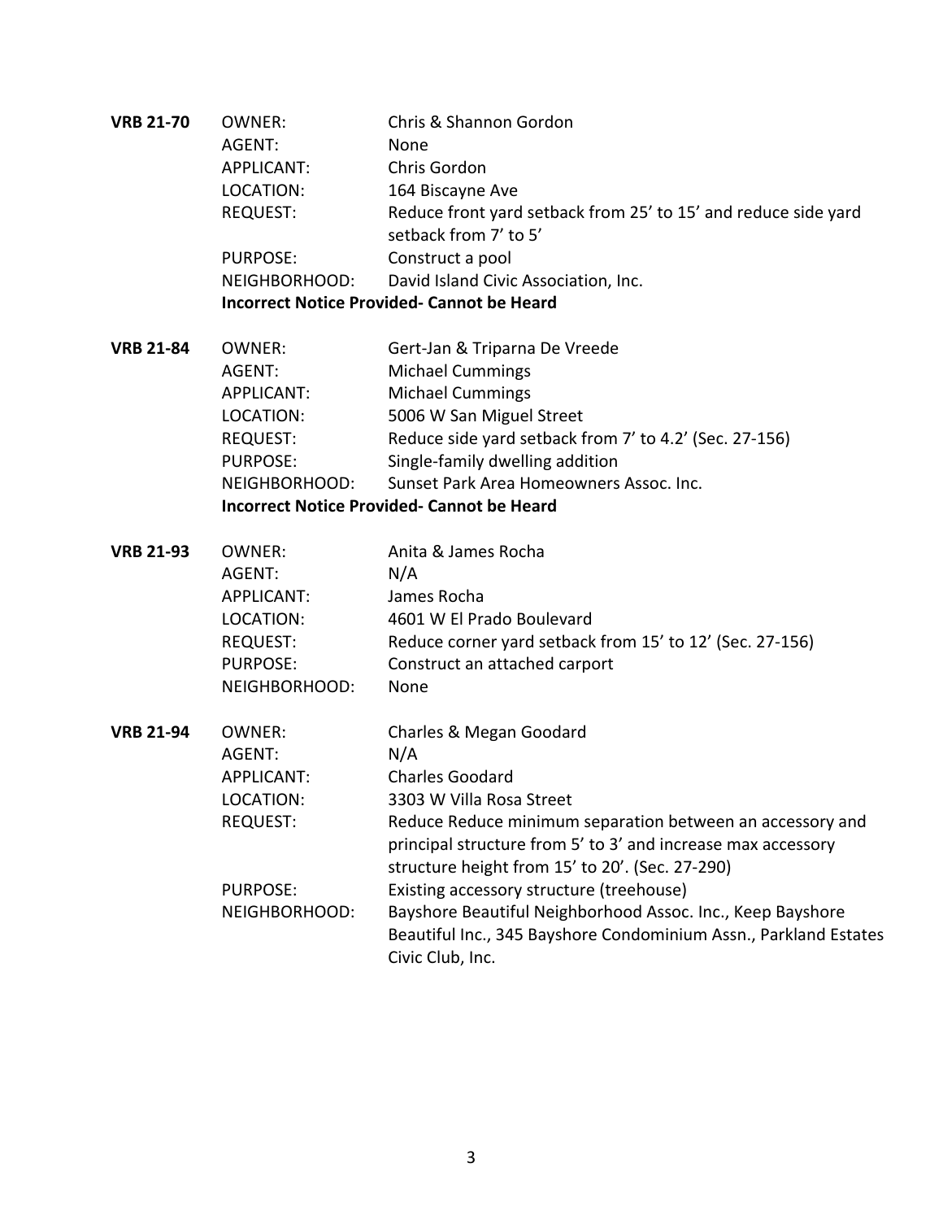**VRB 21-70**

| | |
|---|---|
| OWNER: | Chris & Shannon Gordon |
| AGENT: | None |
| APPLICANT: | Chris Gordon |
| LOCATION: | 164 Biscayne Ave |
| REQUEST: | Reduce front yard setback from 25' to 15' and reduce side yard setback from 7' to 5' |
| PURPOSE: | Construct a pool |
| NEIGHBORHOOD: | David Island Civic Association, Inc. |

**Incorrect Notice Provided- Cannot be Heard**

**VRB 21-84**

| | |
|---|---|
| OWNER: | Gert-Jan & Triparna De Vreede |
| AGENT: | Michael Cummings |
| APPLICANT: | Michael Cummings |
| LOCATION: | 5006 W San Miguel Street |
| REQUEST: | Reduce side yard setback from 7' to 4.2' (Sec. 27-156) |
| PURPOSE: | Single-family dwelling addition |
| NEIGHBORHOOD: | Sunset Park Area Homeowners Assoc. Inc. |

**Incorrect Notice Provided- Cannot be Heard**

**VRB 21-93**

| | |
|---|---|
| OWNER: | Anita & James Rocha |
| AGENT: | N/A |
| APPLICANT: | James Rocha |
| LOCATION: | 4601 W El Prado Boulevard |
| REQUEST: | Reduce corner yard setback from 15' to 12' (Sec. 27-156) |
| PURPOSE: | Construct an attached carport |
| NEIGHBORHOOD: | None |

**VRB 21-94**

| | |
|---|---|
| OWNER: | Charles & Megan Goodard |
| AGENT: | N/A |
| APPLICANT: | Charles Goodard |
| LOCATION: | 3303 W Villa Rosa Street |
| REQUEST: | Reduce Reduce minimum separation between an accessory and principal structure from 5' to 3' and increase max accessory structure height from 15' to 20'. (Sec. 27-290) |
| PURPOSE: | Existing accessory structure (treehouse) |
| NEIGHBORHOOD: | Bayshore Beautiful Neighborhood Assoc. Inc., Keep Bayshore Beautiful Inc., 345 Bayshore Condominium Assn., Parkland Estates Civic Club, Inc. |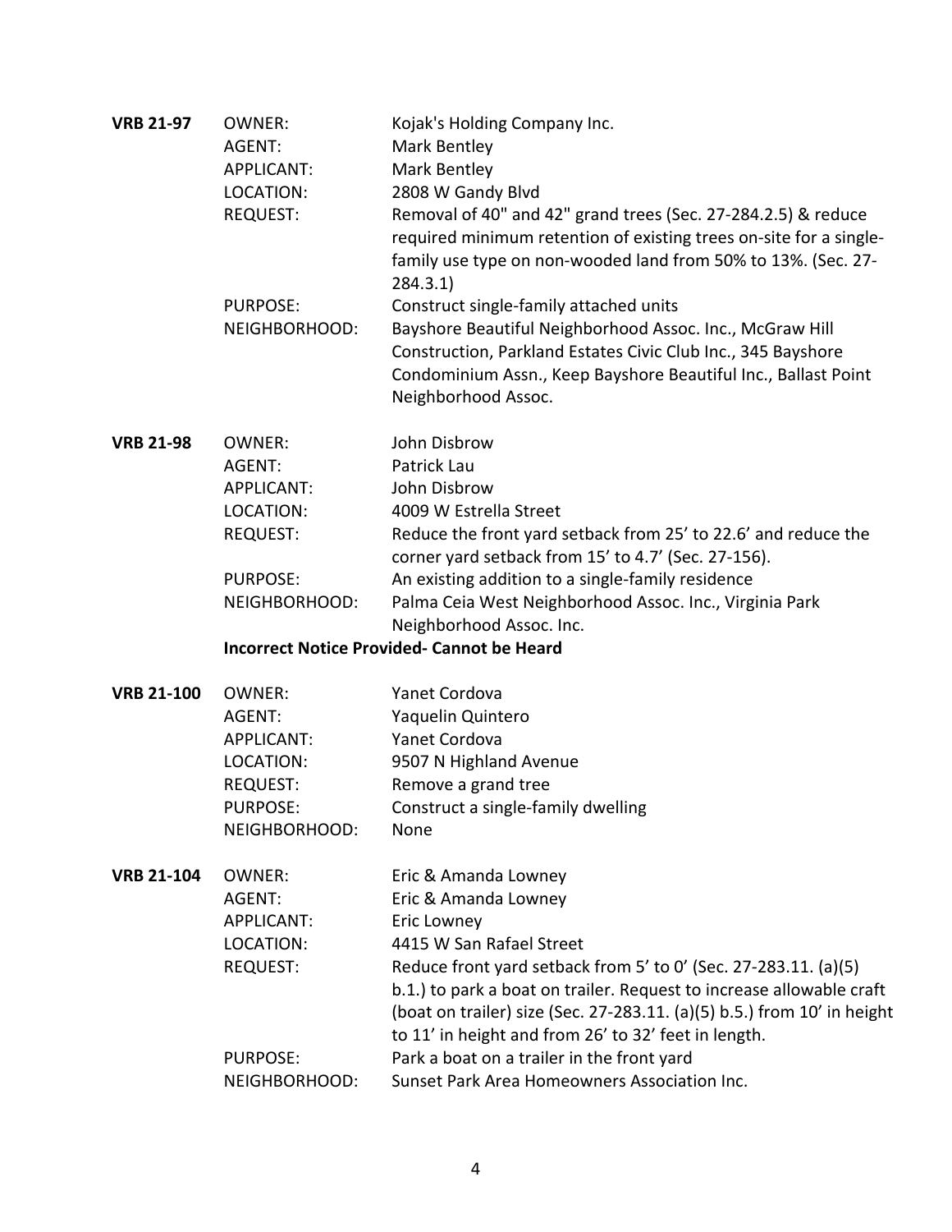**VRB 21-97**

| | |
|---|---|
| OWNER: | Kojak's Holding Company Inc. |
| AGENT: | Mark Bentley |
| APPLICANT: | Mark Bentley |
| LOCATION: | 2808 W Gandy Blvd |
| REQUEST: | Removal of 40" and 42" grand trees (Sec. 27-284.2.5) & reduce required minimum retention of existing trees on-site for a single-family use type on non-wooded land from 50% to 13%. (Sec. 27-284.3.1) |
| PURPOSE: | Construct single-family attached units |
| NEIGHBORHOOD: | Bayshore Beautiful Neighborhood Assoc. Inc., McGraw Hill Construction, Parkland Estates Civic Club Inc., 345 Bayshore Condominium Assn., Keep Bayshore Beautiful Inc., Ballast Point Neighborhood Assoc. |

**VRB 21-98**

| | |
|---|---|
| OWNER: | John Disbrow |
| AGENT: | Patrick Lau |
| APPLICANT: | John Disbrow |
| LOCATION: | 4009 W Estrella Street |
| REQUEST: | Reduce the front yard setback from 25’ to 22.6’ and reduce the corner yard setback from 15’ to 4.7’ (Sec. 27-156). |
| PURPOSE: | An existing addition to a single-family residence |
| NEIGHBORHOOD: | Palma Ceia West Neighborhood Assoc. Inc., Virginia Park Neighborhood Assoc. Inc. |

**Incorrect Notice Provided- Cannot be Heard**

**VRB 21-100**

| | |
|---|---|
| OWNER: | Yanet Cordova |
| AGENT: | Yaquelin Quintero |
| APPLICANT: | Yanet Cordova |
| LOCATION: | 9507 N Highland Avenue |
| REQUEST: | Remove a grand tree |
| PURPOSE: | Construct a single-family dwelling |
| NEIGHBORHOOD: | None |

**VRB 21-104**

| | |
|---|---|
| OWNER: | Eric & Amanda Lowney |
| AGENT: | Eric & Amanda Lowney |
| APPLICANT: | Eric Lowney |
| LOCATION: | 4415 W San Rafael Street |
| REQUEST: | Reduce front yard setback from 5’ to 0’ (Sec. 27-283.11. (a)(5) b.1.) to park a boat on trailer. Request to increase allowable craft (boat on trailer) size (Sec. 27-283.11. (a)(5) b.5.) from 10’ in height to 11’ in height and from 26’ to 32’ feet in length. |
| PURPOSE: | Park a boat on a trailer in the front yard |
| NEIGHBORHOOD: | Sunset Park Area Homeowners Association Inc. |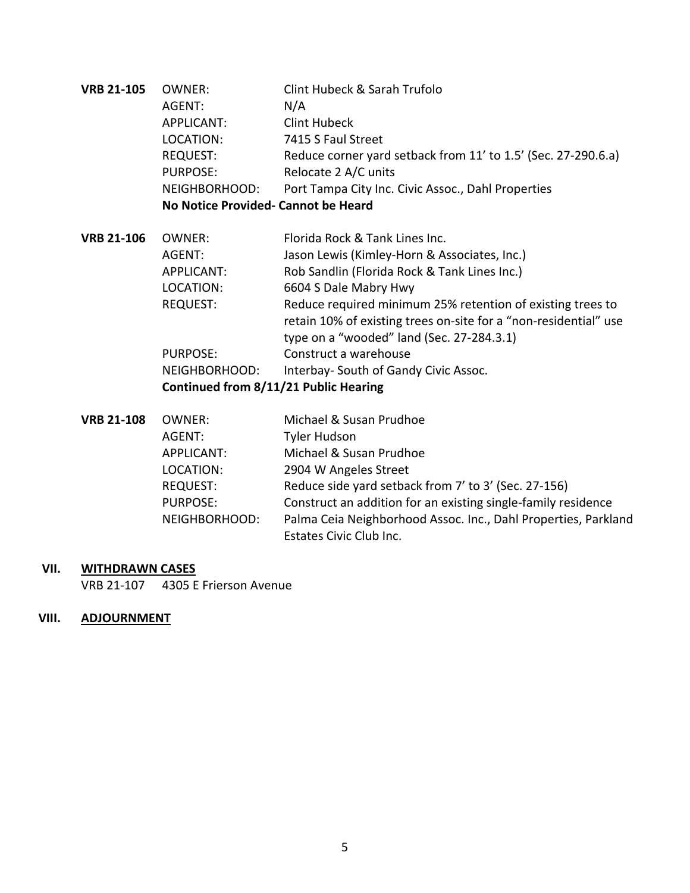**VRB 21-105**

| | |
|---|---|
| OWNER: | Clint Hubeck & Sarah Trufolo |
| AGENT: | N/A |
| APPLICANT: | Clint Hubeck |
| LOCATION: | 7415 S Faul Street |
| REQUEST: | Reduce corner yard setback from 11' to 1.5' (Sec. 27-290.6.a) |
| PURPOSE: | Relocate 2 A/C units |
| NEIGHBORHOOD: | Port Tampa City Inc. Civic Assoc., Dahl Properties |

**No Notice Provided- Cannot be Heard**

**VRB 21-106**

| | |
|---|---|
| OWNER: | Florida Rock & Tank Lines Inc. |
| AGENT: | Jason Lewis (Kimley-Horn & Associates, Inc.) |
| APPLICANT: | Rob Sandlin (Florida Rock & Tank Lines Inc.) |
| LOCATION: | 6604 S Dale Mabry Hwy |
| REQUEST: | Reduce required minimum 25% retention of existing trees to retain 10% of existing trees on-site for a "non-residential" use type on a "wooded" land (Sec. 27-284.3.1) |
| PURPOSE: | Construct a warehouse |
| NEIGHBORHOOD: | Interbay- South of Gandy Civic Assoc. |

**Continued from 8/11/21 Public Hearing**

**VRB 21-108**

| | |
|---|---|
| OWNER: | Michael & Susan Prudhoe |
| AGENT: | Tyler Hudson |
| APPLICANT: | Michael & Susan Prudhoe |
| LOCATION: | 2904 W Angeles Street |
| REQUEST: | Reduce side yard setback from 7' to 3' (Sec. 27-156) |
| PURPOSE: | Construct an addition for an existing single-family residence |
| NEIGHBORHOOD: | Palma Ceia Neighborhood Assoc. Inc., Dahl Properties, Parkland Estates Civic Club Inc. |

## VII. WITHDRAWN CASES

VRB 21-107 4305 E Frierson Avenue

## VIII. ADJOURNMENT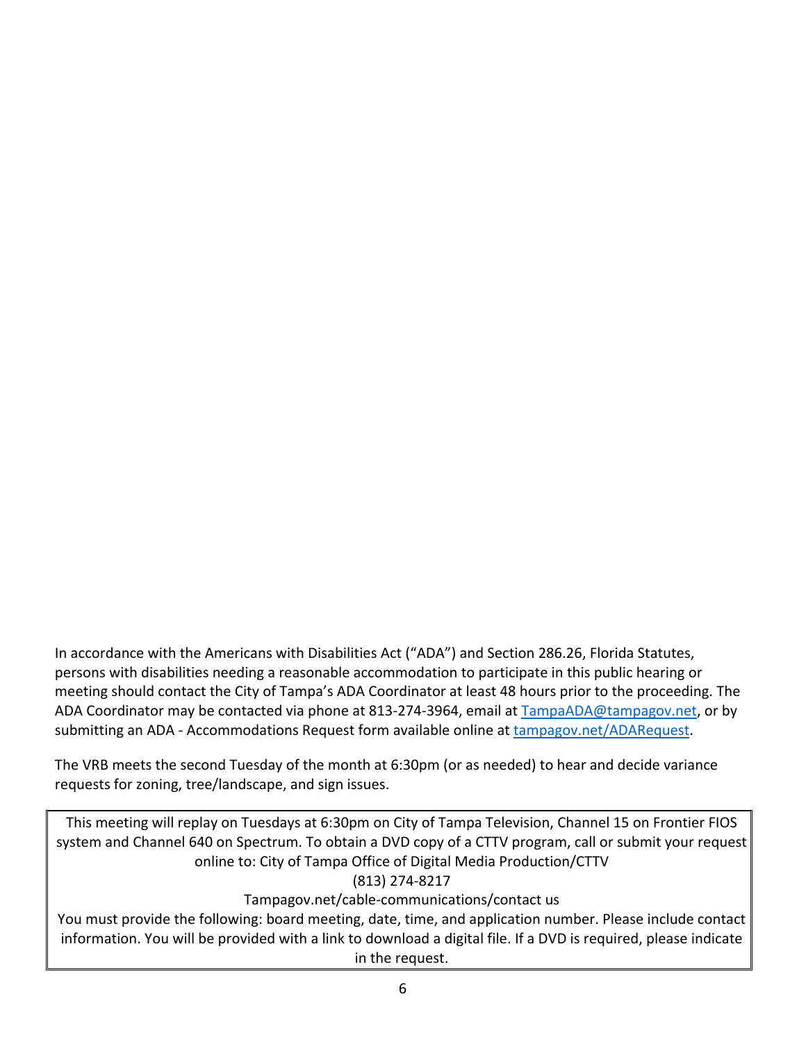In accordance with the Americans with Disabilities Act ("ADA") and Section 286.26, Florida Statutes, persons with disabilities needing a reasonable accommodation to participate in this public hearing or meeting should contact the City of Tampa's ADA Coordinator at least 48 hours prior to the proceeding. The ADA Coordinator may be contacted via phone at 813-274-3964, email at [TampaADA@tampagov.net](mailto:TampaADA@tampagov.net), or by submitting an ADA - Accommodations Request form available online at [tampagov.net/ADARequest](https://tampagov.net/ADARequest).

The VRB meets the second Tuesday of the month at 6:30pm (or as needed) to hear and decide variance requests for zoning, tree/landscape, and sign issues.

This meeting will replay on Tuesdays at 6:30pm on City of Tampa Television, Channel 15 on Frontier FIOS system and Channel 640 on Spectrum. To obtain a DVD copy of a CTTV program, call or submit your request online to: City of Tampa Office of Digital Media Production/CTTV

(813) 274-8217

Tampagov.net/cable-communications/contact us

You must provide the following: board meeting, date, time, and application number. Please include contact information. You will be provided with a link to download a digital file. If a DVD is required, please indicate in the request.